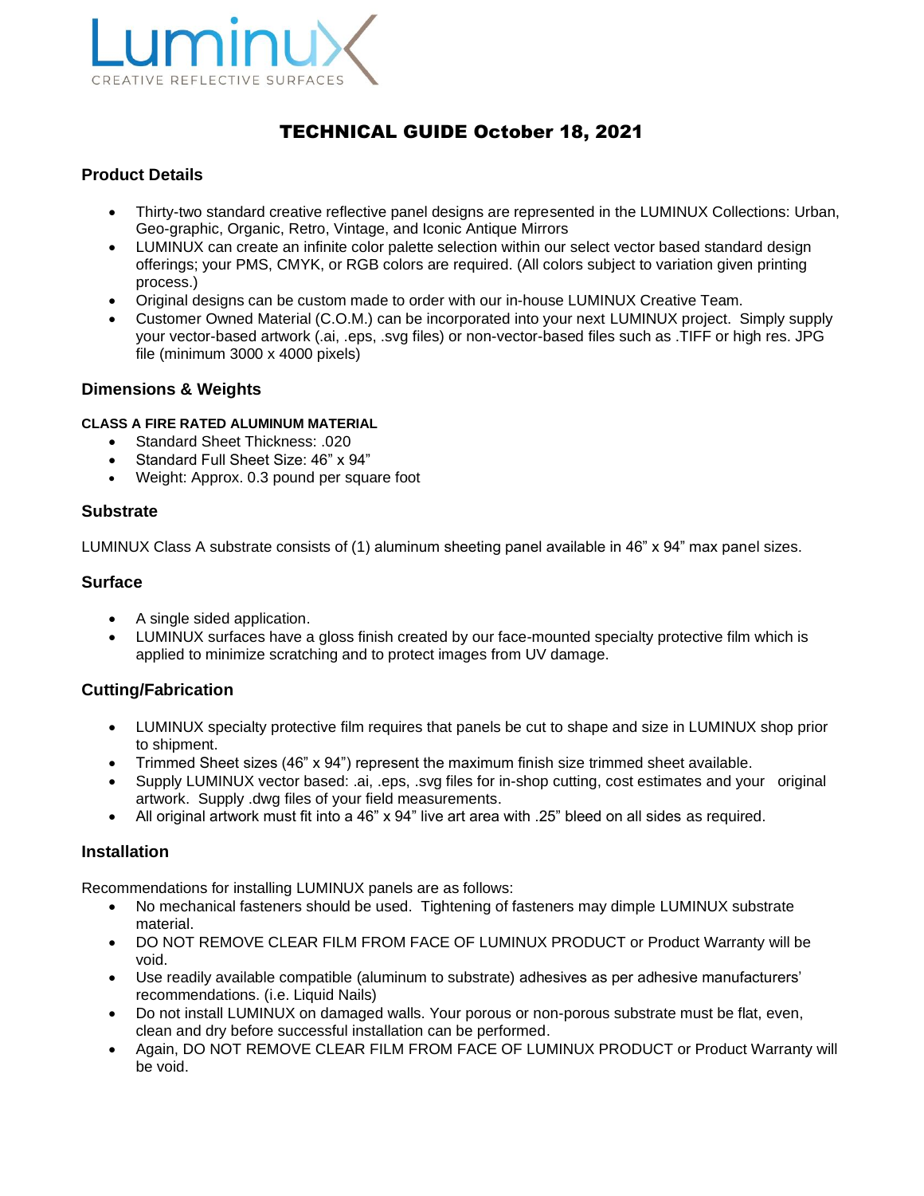Luminux
CREATIVE REFLECTIVE SURFACES

# TECHNICAL GUIDE October 18, 2021

## Product Details

- Thirty-two standard creative reflective panel designs are represented in the LUMINUX Collections: Urban, Geo-graphic, Organic, Retro, Vintage, and Iconic Antique Mirrors
- LUMINUX can create an infinite color palette selection within our select vector based standard design offerings; your PMS, CMYK, or RGB colors are required. (All colors subject to variation given printing process.)
- Original designs can be custom made to order with our in-house LUMINUX Creative Team.
- Customer Owned Material (C.O.M.) can be incorporated into your next LUMINUX project. Simply supply your vector-based artwork (.ai, .eps, .svg files) or non-vector-based files such as .TIFF or high res. JPG file (minimum 3000 x 4000 pixels)

## Dimensions & Weights

#### CLASS A FIRE RATED ALUMINUM MATERIAL

- Standard Sheet Thickness: .020
- Standard Full Sheet Size: 46" x 94"
- Weight: Approx. 0.3 pound per square foot

## Substrate

LUMINUX Class A substrate consists of (1) aluminum sheeting panel available in 46" x 94" max panel sizes.

## Surface

- A single sided application.
- LUMINUX surfaces have a gloss finish created by our face-mounted specialty protective film which is applied to minimize scratching and to protect images from UV damage.

## Cutting/Fabrication

- LUMINUX specialty protective film requires that panels be cut to shape and size in LUMINUX shop prior to shipment.
- Trimmed Sheet sizes (46" x 94") represent the maximum finish size trimmed sheet available.
- Supply LUMINUX vector based: .ai, .eps, .svg files for in-shop cutting, cost estimates and your original artwork. Supply .dwg files of your field measurements.
- All original artwork must fit into a 46" x 94" live art area with .25" bleed on all sides as required.

## Installation

Recommendations for installing LUMINUX panels are as follows:

- No mechanical fasteners should be used. Tightening of fasteners may dimple LUMINUX substrate material.
- DO NOT REMOVE CLEAR FILM FROM FACE OF LUMINUX PRODUCT or Product Warranty will be void.
- Use readily available compatible (aluminum to substrate) adhesives as per adhesive manufacturers' recommendations. (i.e. Liquid Nails)
- Do not install LUMINUX on damaged walls. Your porous or non-porous substrate must be flat, even, clean and dry before successful installation can be performed.
- Again, DO NOT REMOVE CLEAR FILM FROM FACE OF LUMINUX PRODUCT or Product Warranty will be void.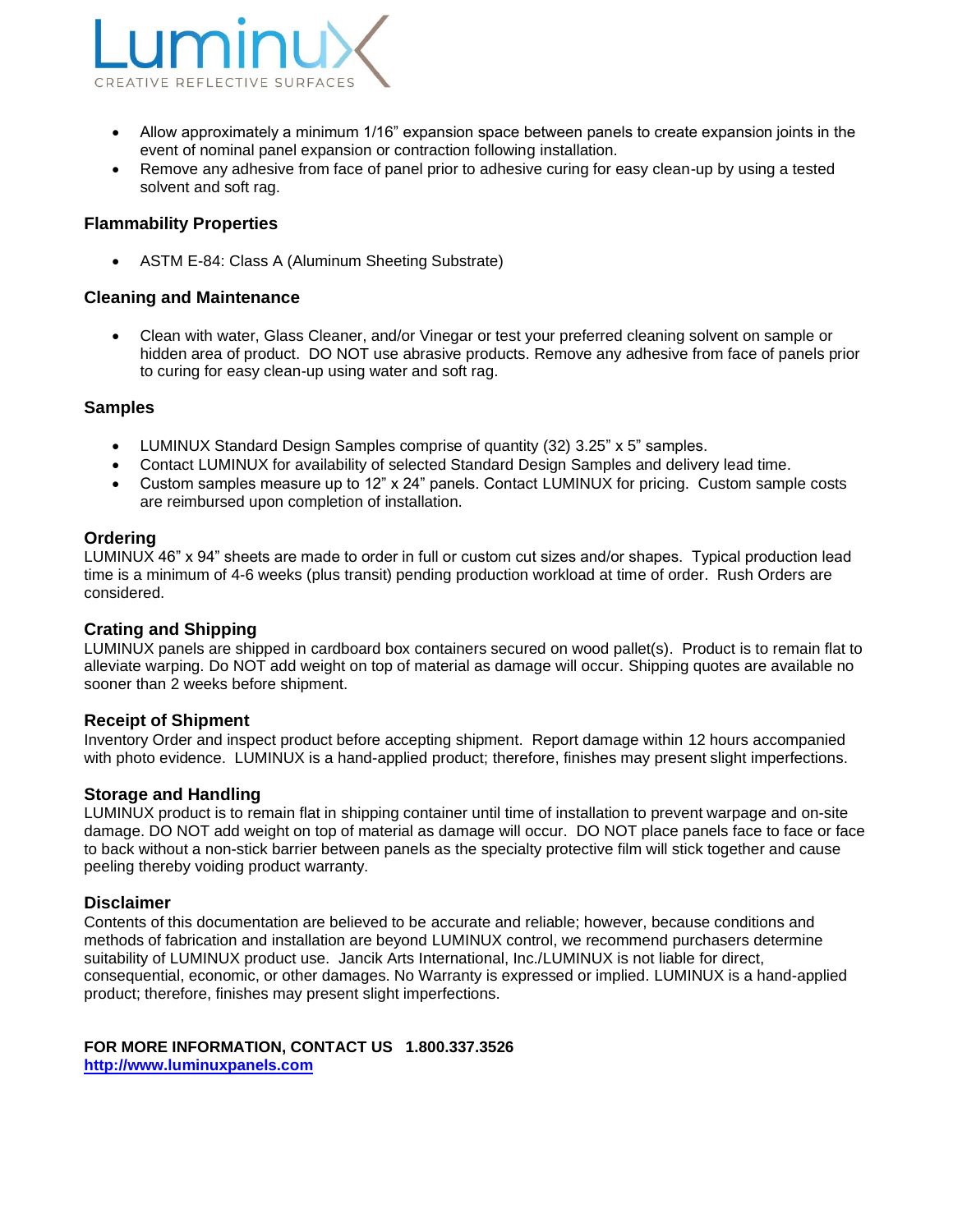- Allow approximately a minimum 1/16" expansion space between panels to create expansion joints in the event of nominal panel expansion or contraction following installation.
- Remove any adhesive from face of panel prior to adhesive curing for easy clean-up by using a tested solvent and soft rag.

### Flammability Properties

- ASTM E-84: Class A (Aluminum Sheeting Substrate)

### Cleaning and Maintenance

- Clean with water, Glass Cleaner, and/or Vinegar or test your preferred cleaning solvent on sample or hidden area of product. DO NOT use abrasive products. Remove any adhesive from face of panels prior to curing for easy clean-up using water and soft rag.

### Samples

- LUMINUX Standard Design Samples comprise of quantity (32) 3.25" x 5" samples.
- Contact LUMINUX for availability of selected Standard Design Samples and delivery lead time.
- Custom samples measure up to 12" x 24" panels. Contact LUMINUX for pricing. Custom sample costs are reimbursed upon completion of installation.

### Ordering

LUMINUX 46" x 94" sheets are made to order in full or custom cut sizes and/or shapes. Typical production lead time is a minimum of 4-6 weeks (plus transit) pending production workload at time of order. Rush Orders are considered.

### Crating and Shipping

LUMINUX panels are shipped in cardboard box containers secured on wood pallet(s). Product is to remain flat to alleviate warping. Do NOT add weight on top of material as damage will occur. Shipping quotes are available no sooner than 2 weeks before shipment.

### Receipt of Shipment

Inventory Order and inspect product before accepting shipment. Report damage within 12 hours accompanied with photo evidence. LUMINUX is a hand-applied product; therefore, finishes may present slight imperfections.

### Storage and Handling

LUMINUX product is to remain flat in shipping container until time of installation to prevent warpage and on-site damage. DO NOT add weight on top of material as damage will occur. DO NOT place panels face to face or face to back without a non-stick barrier between panels as the specialty protective film will stick together and cause peeling thereby voiding product warranty.

### Disclaimer

Contents of this documentation are believed to be accurate and reliable; however, because conditions and methods of fabrication and installation are beyond LUMINUX control, we recommend purchasers determine suitability of LUMINUX product use. Jancik Arts International, Inc./LUMINUX is not liable for direct, consequential, economic, or other damages. No Warranty is expressed or implied. LUMINUX is a hand-applied product; therefore, finishes may present slight imperfections.

**FOR MORE INFORMATION, CONTACT US 1.800.337.3526**
**http://www.luminuxpanels.com**